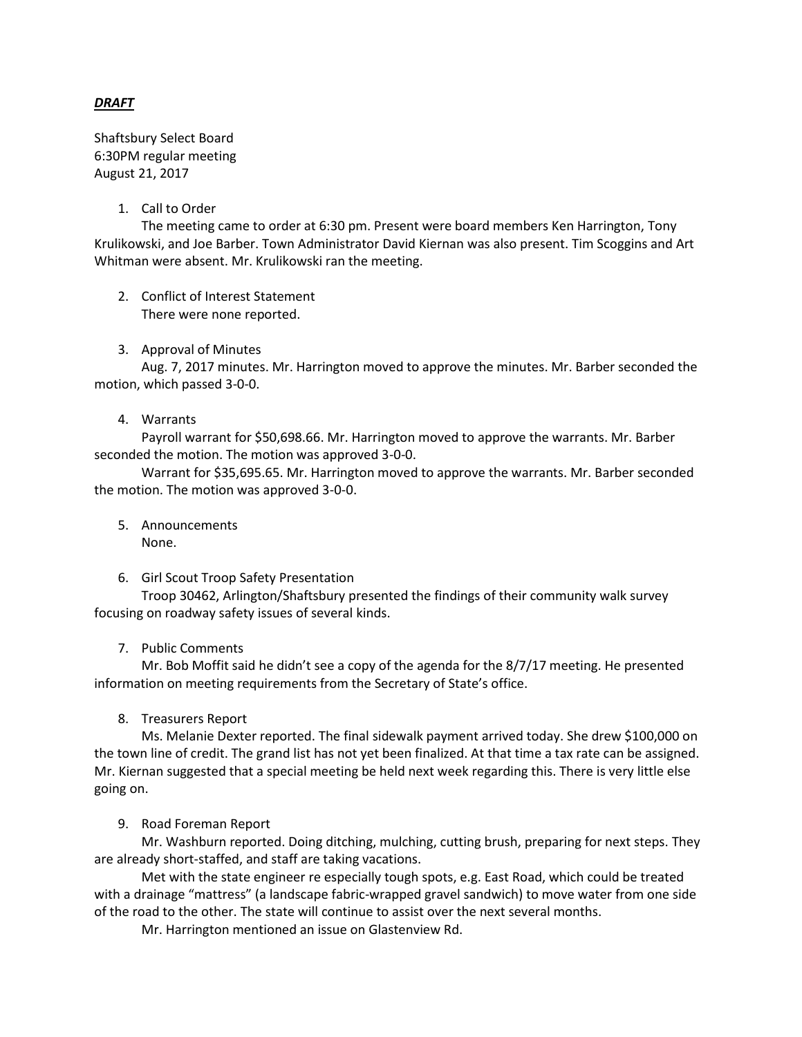***DRAFT***

Shaftsbury Select Board
6:30PM regular meeting
August 21, 2017

1. Call to Order

   The meeting came to order at 6:30 pm. Present were board members Ken Harrington, Tony Krulikowski, and Joe Barber. Town Administrator David Kiernan was also present. Tim Scoggins and Art Whitman were absent. Mr. Krulikowski ran the meeting.

2. Conflict of Interest Statement

   There were none reported.

3. Approval of Minutes

   Aug. 7, 2017 minutes. Mr. Harrington moved to approve the minutes. Mr. Barber seconded the motion, which passed 3-0-0.

4. Warrants

   Payroll warrant for $50,698.66. Mr. Harrington moved to approve the warrants. Mr. Barber seconded the motion. The motion was approved 3-0-0.

   Warrant for $35,695.65. Mr. Harrington moved to approve the warrants. Mr. Barber seconded the motion. The motion was approved 3-0-0.

5. Announcements

   None.

6. Girl Scout Troop Safety Presentation

   Troop 30462, Arlington/Shaftsbury presented the findings of their community walk survey focusing on roadway safety issues of several kinds.

7. Public Comments

   Mr. Bob Moffit said he didn't see a copy of the agenda for the 8/7/17 meeting. He presented information on meeting requirements from the Secretary of State's office.

8. Treasurers Report

   Ms. Melanie Dexter reported. The final sidewalk payment arrived today. She drew $100,000 on the town line of credit. The grand list has not yet been finalized. At that time a tax rate can be assigned. Mr. Kiernan suggested that a special meeting be held next week regarding this. There is very little else going on.

9. Road Foreman Report

   Mr. Washburn reported. Doing ditching, mulching, cutting brush, preparing for next steps. They are already short-staffed, and staff are taking vacations.

   Met with the state engineer re especially tough spots, e.g. East Road, which could be treated with a drainage "mattress" (a landscape fabric-wrapped gravel sandwich) to move water from one side of the road to the other. The state will continue to assist over the next several months.

   Mr. Harrington mentioned an issue on Glastenview Rd.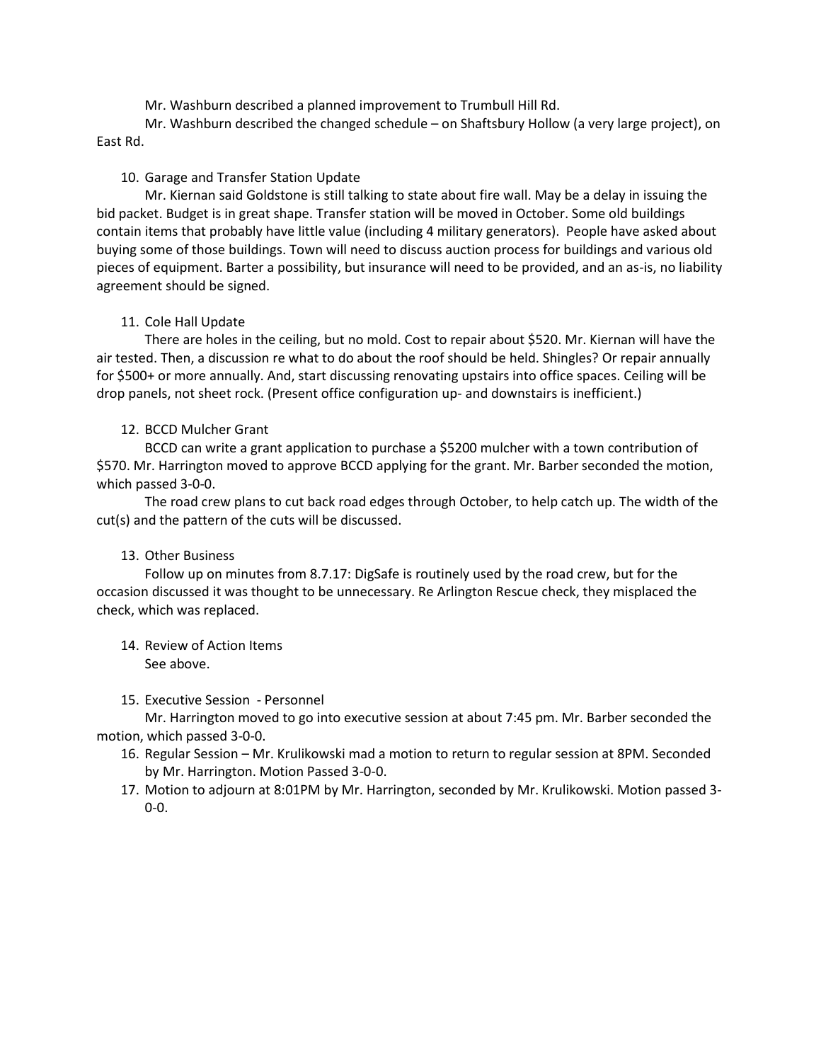Mr. Washburn described a planned improvement to Trumbull Hill Rd.

Mr. Washburn described the changed schedule – on Shaftsbury Hollow (a very large project), on East Rd.

10. Garage and Transfer Station Update

Mr. Kiernan said Goldstone is still talking to state about fire wall. May be a delay in issuing the bid packet. Budget is in great shape. Transfer station will be moved in October. Some old buildings contain items that probably have little value (including 4 military generators). People have asked about buying some of those buildings. Town will need to discuss auction process for buildings and various old pieces of equipment. Barter a possibility, but insurance will need to be provided, and an as-is, no liability agreement should be signed.

11. Cole Hall Update

There are holes in the ceiling, but no mold. Cost to repair about $520. Mr. Kiernan will have the air tested. Then, a discussion re what to do about the roof should be held. Shingles? Or repair annually for $500+ or more annually. And, start discussing renovating upstairs into office spaces. Ceiling will be drop panels, not sheet rock. (Present office configuration up- and downstairs is inefficient.)

12. BCCD Mulcher Grant

BCCD can write a grant application to purchase a $5200 mulcher with a town contribution of $570. Mr. Harrington moved to approve BCCD applying for the grant. Mr. Barber seconded the motion, which passed 3-0-0.

The road crew plans to cut back road edges through October, to help catch up. The width of the cut(s) and the pattern of the cuts will be discussed.

13. Other Business

Follow up on minutes from 8.7.17: DigSafe is routinely used by the road crew, but for the occasion discussed it was thought to be unnecessary. Re Arlington Rescue check, they misplaced the check, which was replaced.

14. Review of Action Items

See above.

15. Executive Session - Personnel

Mr. Harrington moved to go into executive session at about 7:45 pm. Mr. Barber seconded the motion, which passed 3-0-0.

16. Regular Session – Mr. Krulikowski mad a motion to return to regular session at 8PM. Seconded by Mr. Harrington. Motion Passed 3-0-0.
17. Motion to adjourn at 8:01PM by Mr. Harrington, seconded by Mr. Krulikowski. Motion passed 3-0-0.